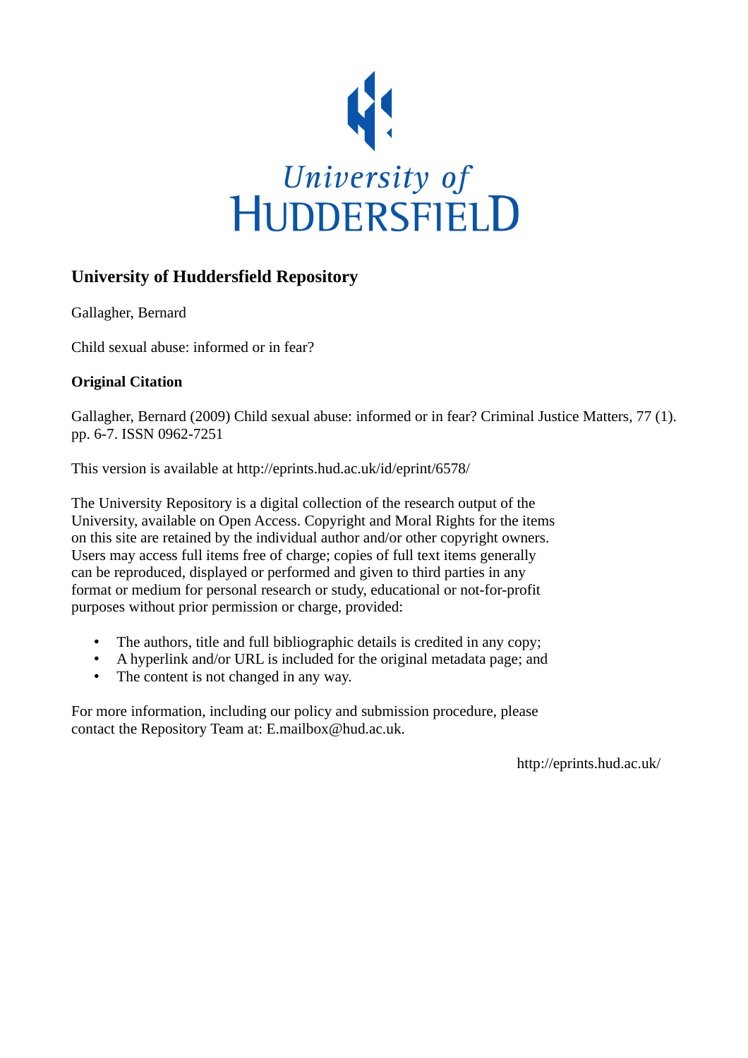University of
HUDDERSFIELD

## University of Huddersfield Repository

Gallagher, Bernard

Child sexual abuse: informed or in fear?

### Original Citation

Gallagher, Bernard (2009) Child sexual abuse: informed or in fear? Criminal Justice Matters, 77 (1). pp. 6-7. ISSN 0962-7251

This version is available at http://eprints.hud.ac.uk/id/eprint/6578/

The University Repository is a digital collection of the research output of the University, available on Open Access. Copyright and Moral Rights for the items on this site are retained by the individual author and/or other copyright owners. Users may access full items free of charge; copies of full text items generally can be reproduced, displayed or performed and given to third parties in any format or medium for personal research or study, educational or not-for-profit purposes without prior permission or charge, provided:

- The authors, title and full bibliographic details is credited in any copy;
- A hyperlink and/or URL is included for the original metadata page; and
- The content is not changed in any way.

For more information, including our policy and submission procedure, please contact the Repository Team at: E.mailbox@hud.ac.uk.

http://eprints.hud.ac.uk/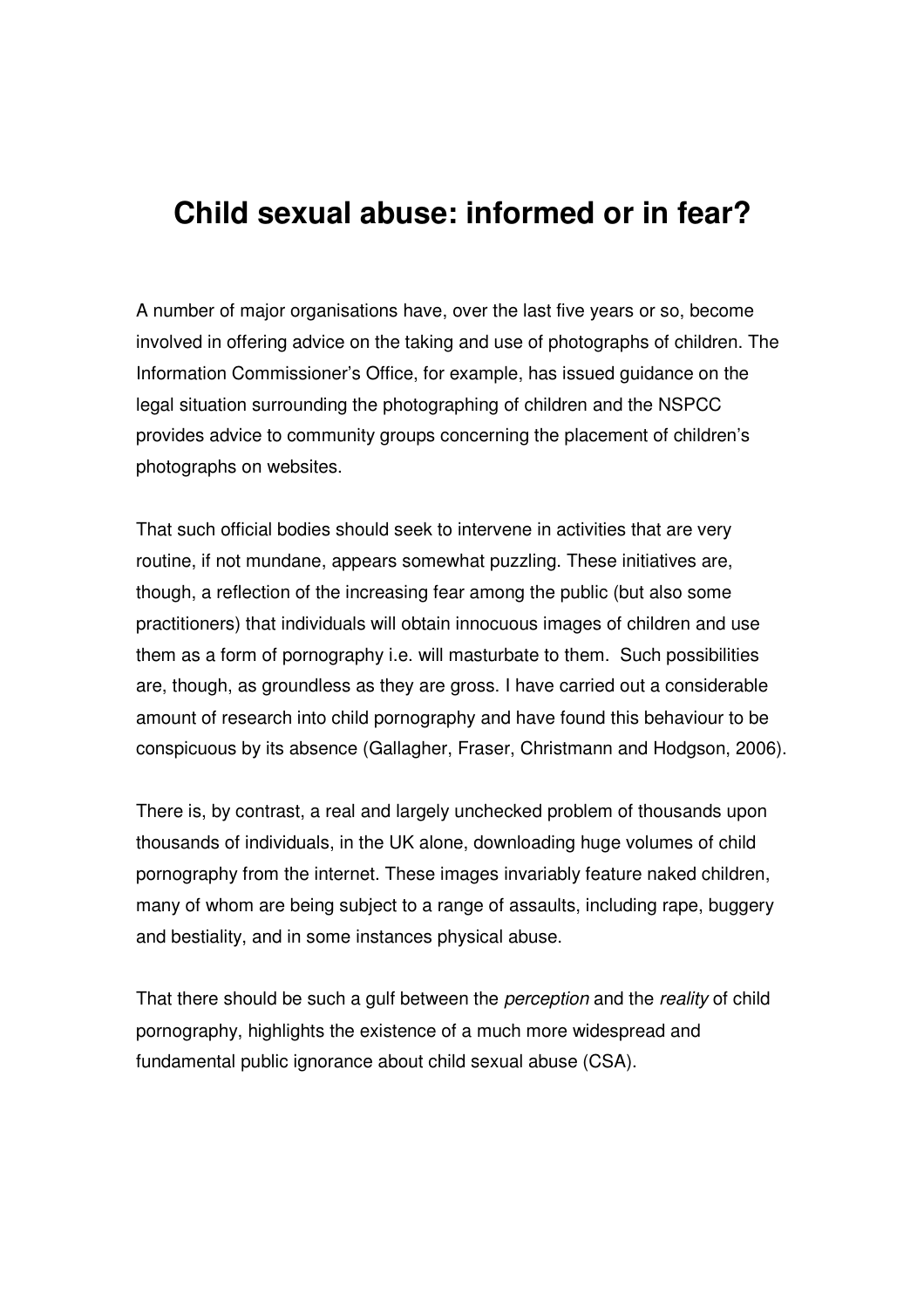# Child sexual abuse: informed or in fear?

A number of major organisations have, over the last five years or so, become involved in offering advice on the taking and use of photographs of children. The Information Commissioner's Office, for example, has issued guidance on the legal situation surrounding the photographing of children and the NSPCC provides advice to community groups concerning the placement of children's photographs on websites.

That such official bodies should seek to intervene in activities that are very routine, if not mundane, appears somewhat puzzling. These initiatives are, though, a reflection of the increasing fear among the public (but also some practitioners) that individuals will obtain innocuous images of children and use them as a form of pornography i.e. will masturbate to them. Such possibilities are, though, as groundless as they are gross. I have carried out a considerable amount of research into child pornography and have found this behaviour to be conspicuous by its absence (Gallagher, Fraser, Christmann and Hodgson, 2006).

There is, by contrast, a real and largely unchecked problem of thousands upon thousands of individuals, in the UK alone, downloading huge volumes of child pornography from the internet. These images invariably feature naked children, many of whom are being subject to a range of assaults, including rape, buggery and bestiality, and in some instances physical abuse.

That there should be such a gulf between the *perception* and the *reality* of child pornography, highlights the existence of a much more widespread and fundamental public ignorance about child sexual abuse (CSA).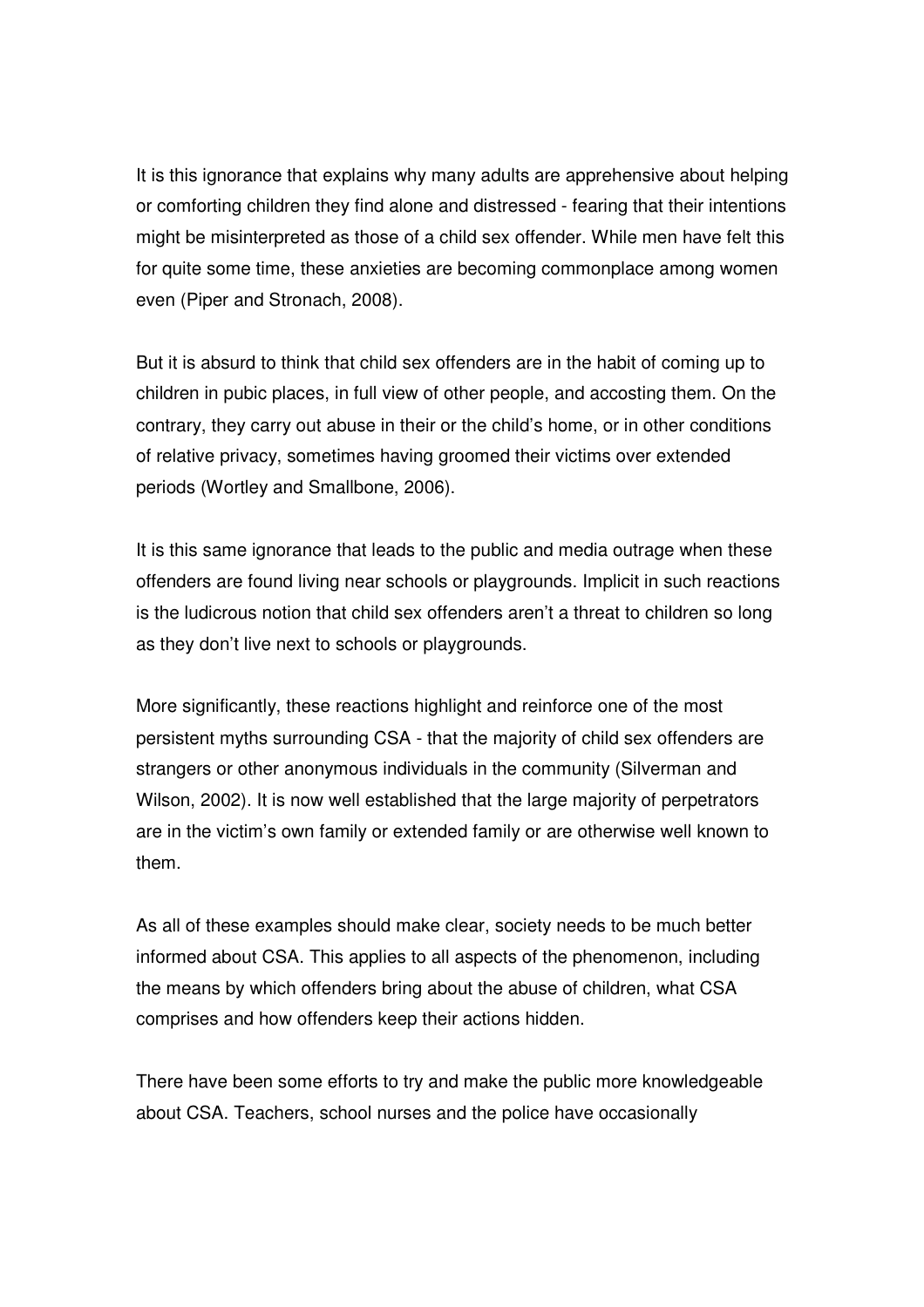It is this ignorance that explains why many adults are apprehensive about helping or comforting children they find alone and distressed - fearing that their intentions might be misinterpreted as those of a child sex offender. While men have felt this for quite some time, these anxieties are becoming commonplace among women even (Piper and Stronach, 2008).

But it is absurd to think that child sex offenders are in the habit of coming up to children in pubic places, in full view of other people, and accosting them. On the contrary, they carry out abuse in their or the child's home, or in other conditions of relative privacy, sometimes having groomed their victims over extended periods (Wortley and Smallbone, 2006).

It is this same ignorance that leads to the public and media outrage when these offenders are found living near schools or playgrounds. Implicit in such reactions is the ludicrous notion that child sex offenders aren't a threat to children so long as they don't live next to schools or playgrounds.

More significantly, these reactions highlight and reinforce one of the most persistent myths surrounding CSA - that the majority of child sex offenders are strangers or other anonymous individuals in the community (Silverman and Wilson, 2002). It is now well established that the large majority of perpetrators are in the victim's own family or extended family or are otherwise well known to them.

As all of these examples should make clear, society needs to be much better informed about CSA. This applies to all aspects of the phenomenon, including the means by which offenders bring about the abuse of children, what CSA comprises and how offenders keep their actions hidden.

There have been some efforts to try and make the public more knowledgeable about CSA. Teachers, school nurses and the police have occasionally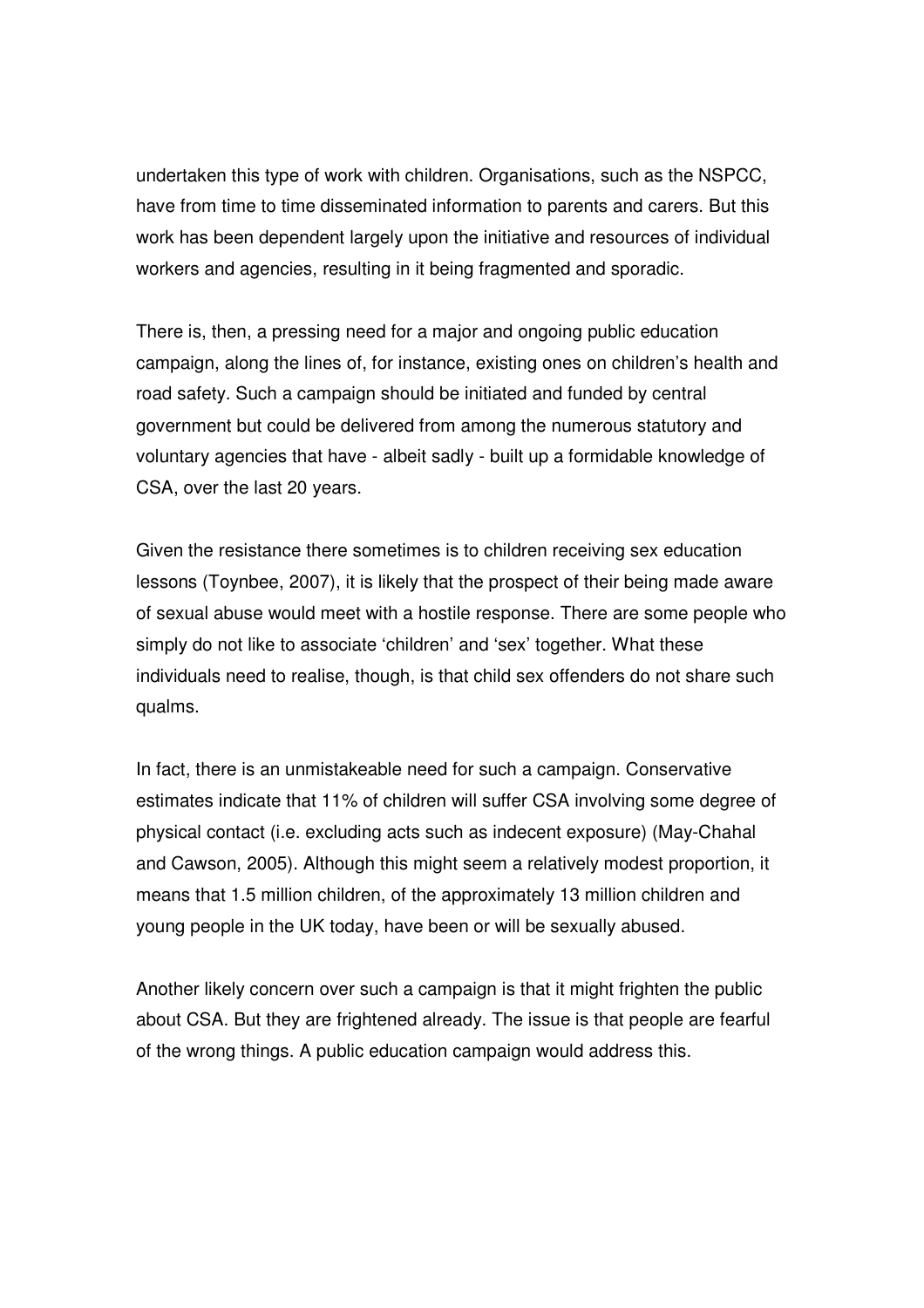undertaken this type of work with children. Organisations, such as the NSPCC, have from time to time disseminated information to parents and carers. But this work has been dependent largely upon the initiative and resources of individual workers and agencies, resulting in it being fragmented and sporadic.

There is, then, a pressing need for a major and ongoing public education campaign, along the lines of, for instance, existing ones on children's health and road safety. Such a campaign should be initiated and funded by central government but could be delivered from among the numerous statutory and voluntary agencies that have - albeit sadly - built up a formidable knowledge of CSA, over the last 20 years.

Given the resistance there sometimes is to children receiving sex education lessons (Toynbee, 2007), it is likely that the prospect of their being made aware of sexual abuse would meet with a hostile response. There are some people who simply do not like to associate 'children' and 'sex' together. What these individuals need to realise, though, is that child sex offenders do not share such qualms.

In fact, there is an unmistakeable need for such a campaign. Conservative estimates indicate that 11% of children will suffer CSA involving some degree of physical contact (i.e. excluding acts such as indecent exposure) (May-Chahal and Cawson, 2005). Although this might seem a relatively modest proportion, it means that 1.5 million children, of the approximately 13 million children and young people in the UK today, have been or will be sexually abused.

Another likely concern over such a campaign is that it might frighten the public about CSA. But they are frightened already. The issue is that people are fearful of the wrong things. A public education campaign would address this.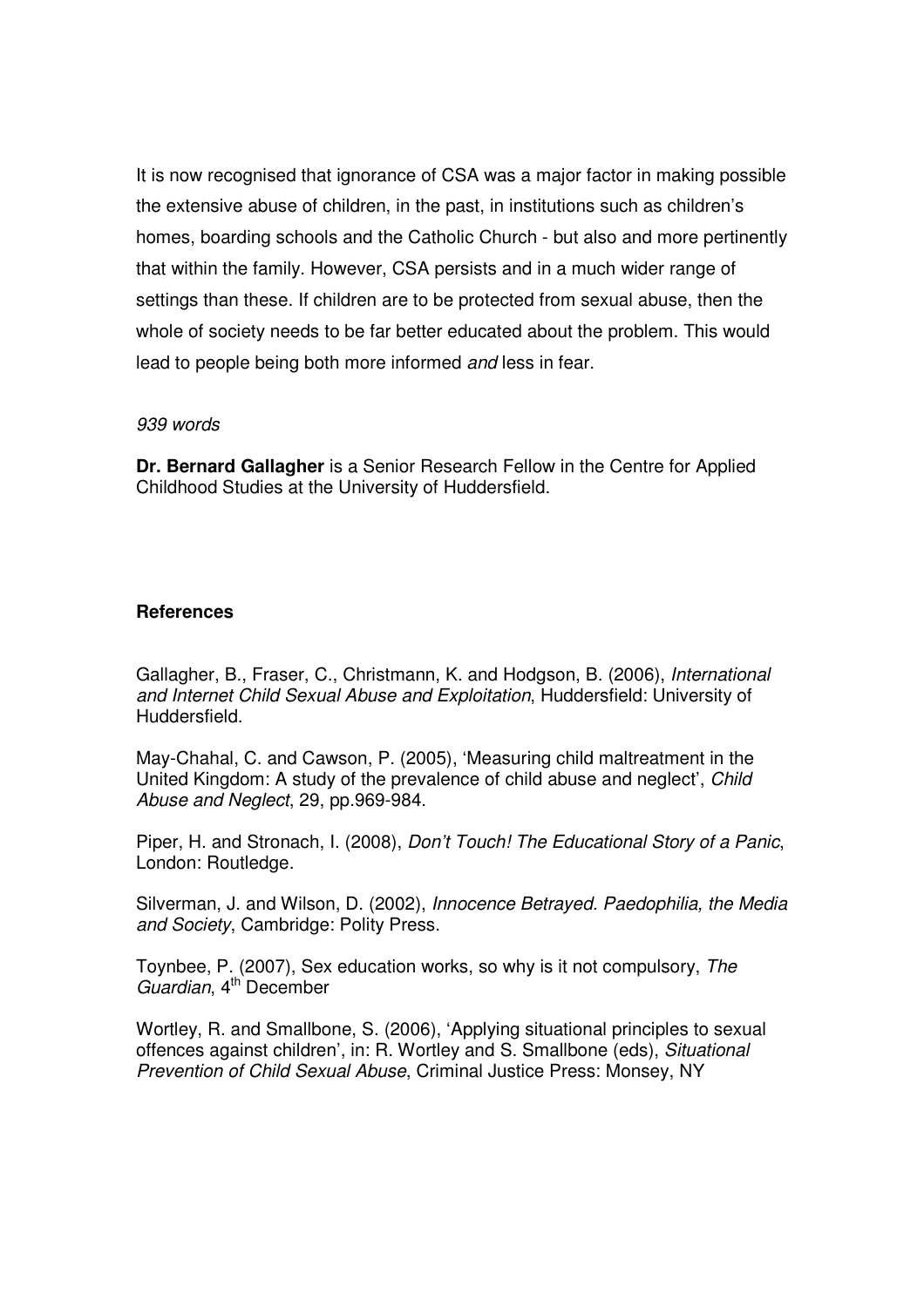It is now recognised that ignorance of CSA was a major factor in making possible the extensive abuse of children, in the past, in institutions such as children's homes, boarding schools and the Catholic Church - but also and more pertinently that within the family. However, CSA persists and in a much wider range of settings than these. If children are to be protected from sexual abuse, then the whole of society needs to be far better educated about the problem. This would lead to people being both more informed *and* less in fear.

*939 words*

**Dr. Bernard Gallagher** is a Senior Research Fellow in the Centre for Applied Childhood Studies at the University of Huddersfield.

**References**

Gallagher, B., Fraser, C., Christmann, K. and Hodgson, B. (2006), *International and Internet Child Sexual Abuse and Exploitation*, Huddersfield: University of Huddersfield.

May-Chahal, C. and Cawson, P. (2005), 'Measuring child maltreatment in the United Kingdom: A study of the prevalence of child abuse and neglect', *Child Abuse and Neglect*, 29, pp.969-984.

Piper, H. and Stronach, I. (2008), *Don't Touch! The Educational Story of a Panic*, London: Routledge.

Silverman, J. and Wilson, D. (2002), *Innocence Betrayed. Paedophilia, the Media and Society*, Cambridge: Polity Press.

Toynbee, P. (2007), Sex education works, so why is it not compulsory, *The Guardian*, 4th December

Wortley, R. and Smallbone, S. (2006), 'Applying situational principles to sexual offences against children', in: R. Wortley and S. Smallbone (eds), *Situational Prevention of Child Sexual Abuse*, Criminal Justice Press: Monsey, NY